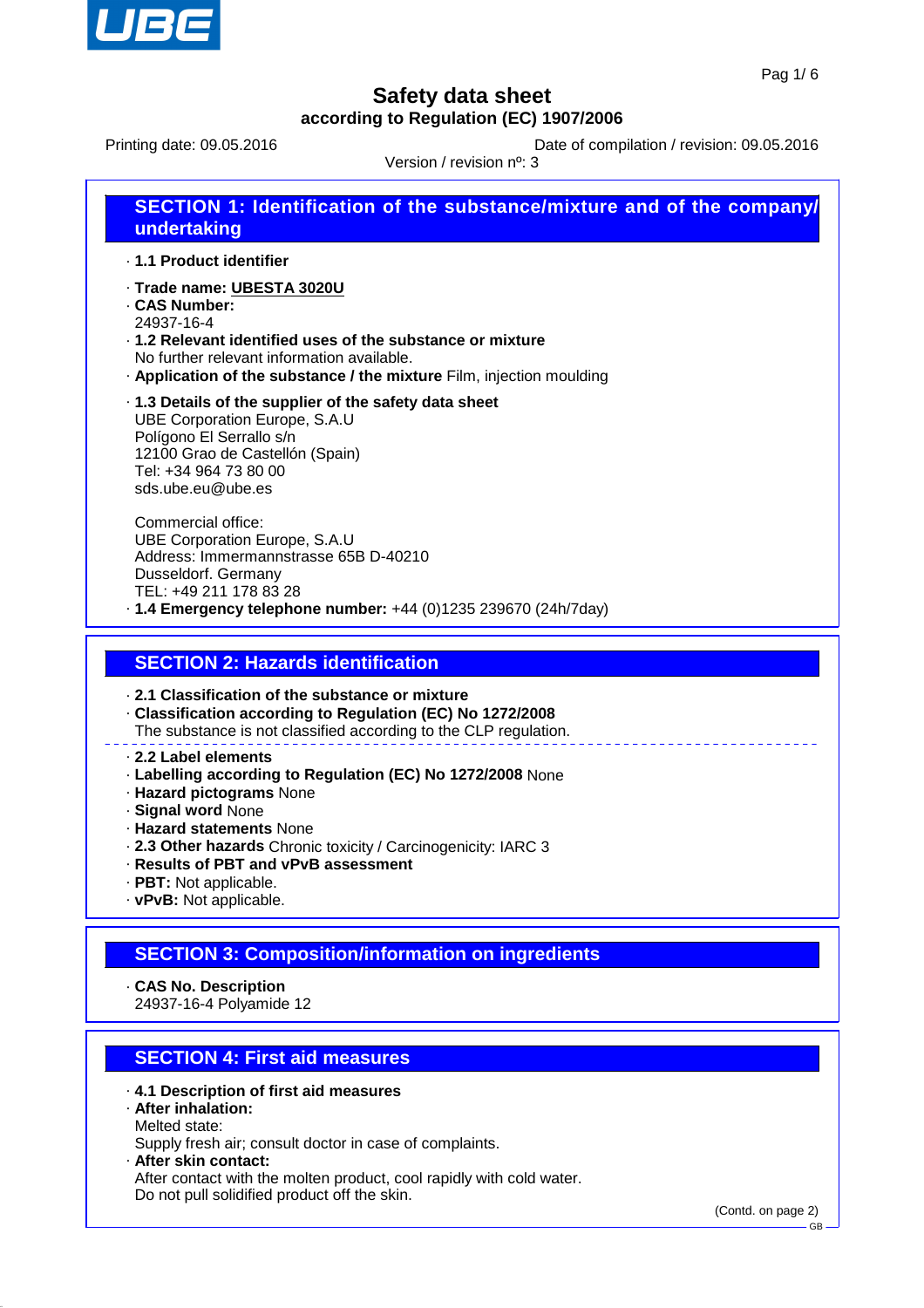# Safety data sheet

**according to Regulation (EC) 1907/2006**

Printing date: 09.05.2016

Date of compilation / revision: 09.05.2016

Version / revision nº: 3

## SECTION 1: Identification of the substance/mixture and of the company/ undertaking

- **1.1 Product identifier**
- **Trade name: UBESTA 3020U**
- **CAS Number:**
  24937-16-4
- **1.2 Relevant identified uses of the substance or mixture**
  No further relevant information available.
- **Application of the substance / the mixture** Film, injection moulding
- **1.3 Details of the supplier of the safety data sheet**
  UBE Corporation Europe, S.A.U
  Polígono El Serrallo s/n
  12100 Grao de Castellón (Spain)
  Tel: +34 964 73 80 00
  sds.ube.eu@ube.es

  Commercial office:
  UBE Corporation Europe, S.A.U
  Address: Immermannstrasse 65B D-40210
  Dusseldorf. Germany
  TEL: +49 211 178 83 28
- **1.4 Emergency telephone number:** +44 (0)1235 239670 (24h/7day)

## SECTION 2: Hazards identification

- **2.1 Classification of the substance or mixture**
- **Classification according to Regulation (EC) No 1272/2008**
  The substance is not classified according to the CLP regulation.

---

- **2.2 Label elements**
- **Labelling according to Regulation (EC) No 1272/2008** None
- **Hazard pictograms** None
- **Signal word** None
- **Hazard statements** None
- **2.3 Other hazards** Chronic toxicity / Carcinogenicity: IARC 3
- **Results of PBT and vPvB assessment**
- **PBT:** Not applicable.
- **vPvB:** Not applicable.

## SECTION 3: Composition/information on ingredients

- **CAS No. Description**
  24937-16-4 Polyamide 12

## SECTION 4: First aid measures

- **4.1 Description of first aid measures**
- **After inhalation:**
  Melted state:
  Supply fresh air; consult doctor in case of complaints.
- **After skin contact:**
  After contact with the molten product, cool rapidly with cold water.
  Do not pull solidified product off the skin.

(Contd. on page 2)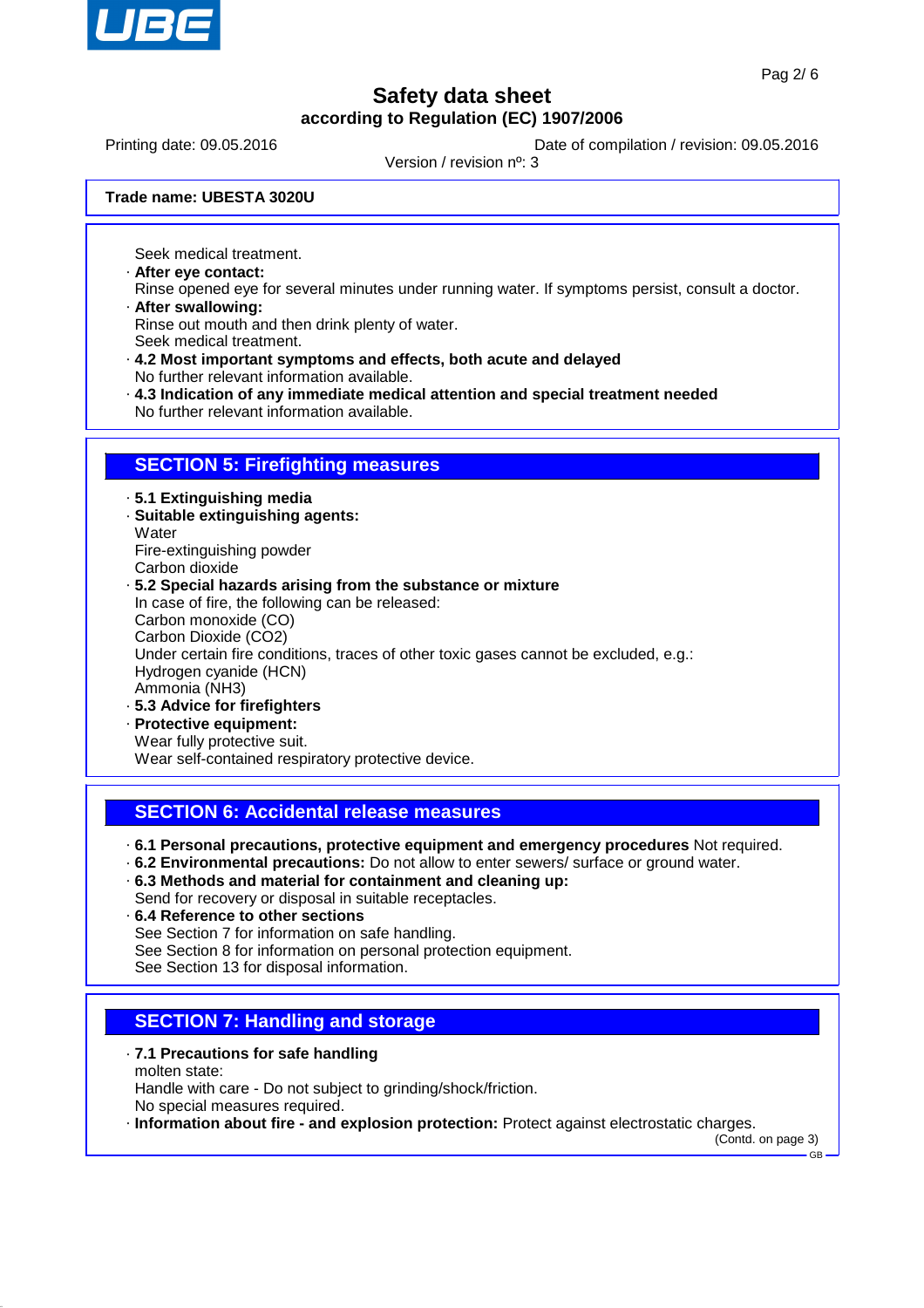Seek medical treatment.

· **After eye contact:**
Rinse opened eye for several minutes under running water. If symptoms persist, consult a doctor.

· **After swallowing:**
Rinse out mouth and then drink plenty of water.
Seek medical treatment.

· **4.2 Most important symptoms and effects, both acute and delayed**
No further relevant information available.

· **4.3 Indication of any immediate medical attention and special treatment needed**
No further relevant information available.

## SECTION 5: Firefighting measures

· **5.1 Extinguishing media**

· **Suitable extinguishing agents:**
Water
Fire-extinguishing powder
Carbon dioxide

· **5.2 Special hazards arising from the substance or mixture**
In case of fire, the following can be released:
Carbon monoxide (CO)
Carbon Dioxide ($CO_2$)
Under certain fire conditions, traces of other toxic gases cannot be excluded, e.g.:
Hydrogen cyanide (HCN)
Ammonia ($NH_3$)

· **5.3 Advice for firefighters**

· **Protective equipment:**
Wear fully protective suit.
Wear self-contained respiratory protective device.

## SECTION 6: Accidental release measures

· **6.1 Personal precautions, protective equipment and emergency procedures** Not required.

· **6.2 Environmental precautions:** Do not allow to enter sewers/ surface or ground water.

· **6.3 Methods and material for containment and cleaning up:**
Send for recovery or disposal in suitable receptacles.

· **6.4 Reference to other sections**
See Section 7 for information on safe handling.
See Section 8 for information on personal protection equipment.
See Section 13 for disposal information.

## SECTION 7: Handling and storage

· **7.1 Precautions for safe handling**
molten state:
Handle with care - Do not subject to grinding/shock/friction.
No special measures required.

· **Information about fire - and explosion protection:** Protect against electrostatic charges.

(Contd. on page 3)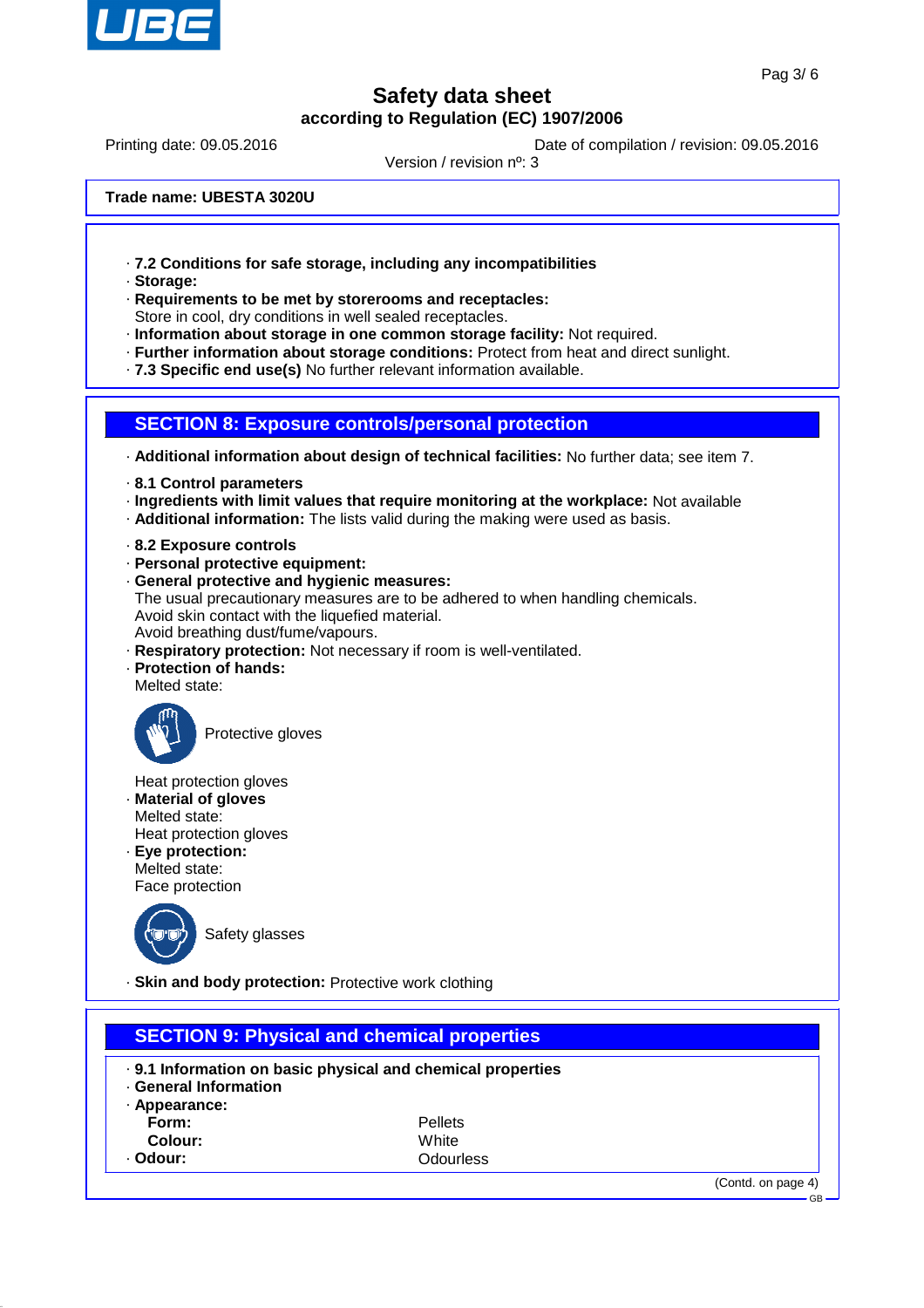Trade name: UBESTA 3020U

· **7.2 Conditions for safe storage, including any incompatibilities**
· **Storage:**
· **Requirements to be met by storerooms and receptacles:**
Store in cool, dry conditions in well sealed receptacles.
· **Information about storage in one common storage facility:** Not required.
· **Further information about storage conditions:** Protect from heat and direct sunlight.
· **7.3 Specific end use(s)** No further relevant information available.

## SECTION 8: Exposure controls/personal protection

· **Additional information about design of technical facilities:** No further data; see item 7.

· **8.1 Control parameters**
· **Ingredients with limit values that require monitoring at the workplace:** Not available
· **Additional information:** The lists valid during the making were used as basis.

· **8.2 Exposure controls**
· **Personal protective equipment:**
· **General protective and hygienic measures:**
The usual precautionary measures are to be adhered to when handling chemicals.
Avoid skin contact with the liquefied material.
Avoid breathing dust/fume/vapours.
· **Respiratory protection:** Not necessary if room is well-ventilated.
· **Protection of hands:**
Melted state:

Protective gloves

Heat protection gloves
· **Material of gloves**
Melted state:
Heat protection gloves
· **Eye protection:**
Melted state:
Face protection

Safety glasses

· **Skin and body protection:** Protective work clothing

## SECTION 9: Physical and chemical properties

· **9.1 Information on basic physical and chemical properties**
· **General Information**
· **Appearance:**

| | |
|---|---|
| **Form:** | Pellets |
| **Colour:** | White |
| · **Odour:** | Odourless |

(Contd. on page 4)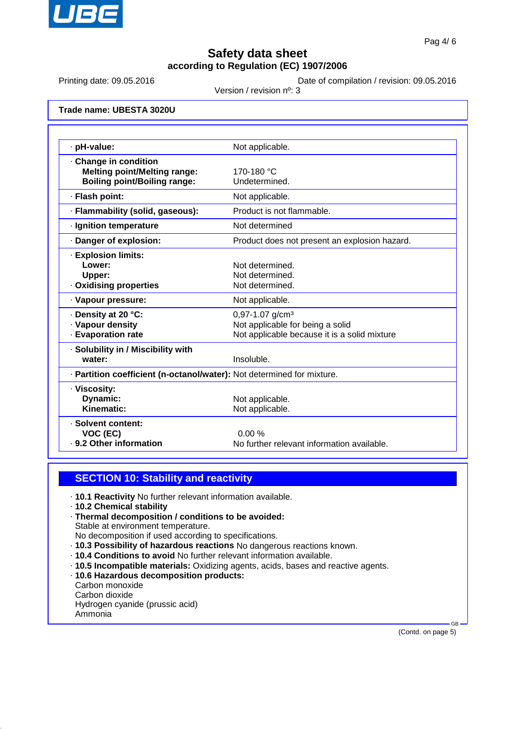# Safety data sheet

**according to Regulation (EC) 1907/2006**

Printing date: 09.05.2016 | Date of compilation / revision: 09.05.2016

Version / revision nº: 3

**Trade name: UBESTA 3020U**

| | |
|---|---|
| · **pH-value:** | Not applicable. |
| · **Change in condition** | |
| **Melting point/Melting range:** | 170-180 °C |
| **Boiling point/Boiling range:** | Undetermined. |
| · **Flash point:** | Not applicable. |
| · **Flammability (solid, gaseous):** | Product is not flammable. |
| · **Ignition temperature** | Not determined |
| · **Danger of explosion:** | Product does not present an explosion hazard. |
| · **Explosion limits:** | |
| **Lower:** | Not determined. |
| **Upper:** | Not determined. |
| · **Oxidising properties** | Not determined. |
| · **Vapour pressure:** | Not applicable. |
| · **Density at 20 °C:** | 0,97-1.07 g/cm³ |
| · **Vapour density** | Not applicable for being a solid |
| · **Evaporation rate** | Not applicable because it is a solid mixture |
| · **Solubility in / Miscibility with** | |
| **water:** | Insoluble. |
| · **Partition coefficient (n-octanol/water):** | Not determined for mixture. |
| · **Viscosity:** | |
| **Dynamic:** | Not applicable. |
| **Kinematic:** | Not applicable. |
| · **Solvent content:** | |
| **VOC (EC)** | 0.00 % |
| · **9.2 Other information** | No further relevant information available. |

## SECTION 10: Stability and reactivity

- · **10.1 Reactivity** No further relevant information available.
- · **10.2 Chemical stability**
- · **Thermal decomposition / conditions to be avoided:**
  Stable at environment temperature.
  No decomposition if used according to specifications.
- · **10.3 Possibility of hazardous reactions** No dangerous reactions known.
- · **10.4 Conditions to avoid** No further relevant information available.
- · **10.5 Incompatible materials:** Oxidizing agents, acids, bases and reactive agents.
- · **10.6 Hazardous decomposition products:**
  Carbon monoxide
  Carbon dioxide
  Hydrogen cyanide (prussic acid)
  Ammonia

(Contd. on page 5)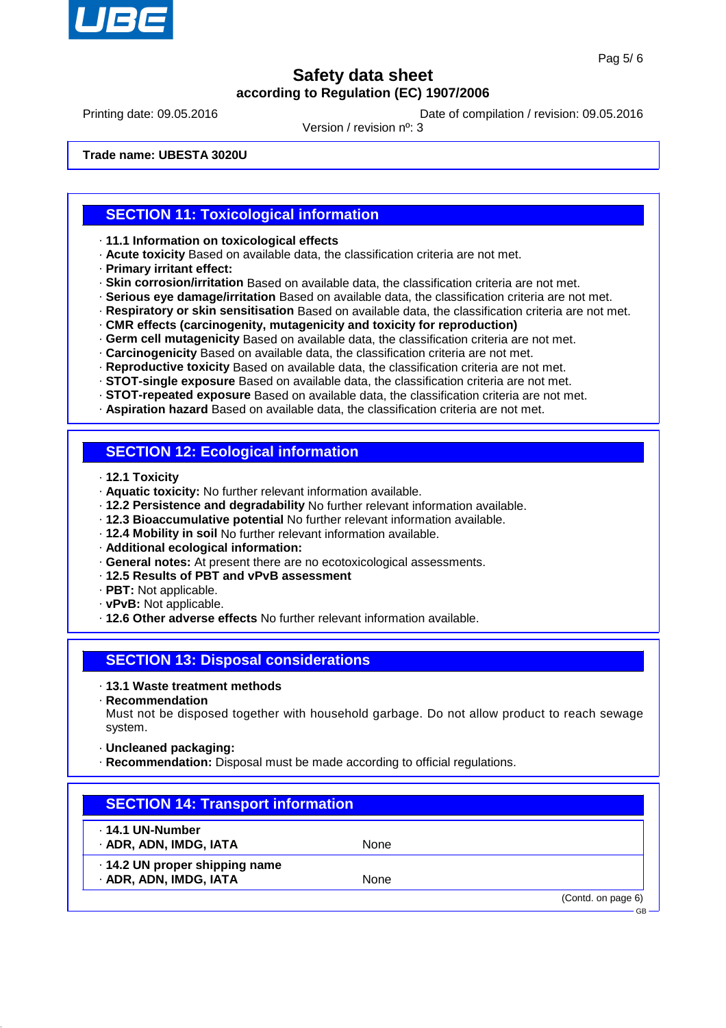## SECTION 11: Toxicological information

- **11.1 Information on toxicological effects**
- **Acute toxicity** Based on available data, the classification criteria are not met.
- **Primary irritant effect:**
- **Skin corrosion/irritation** Based on available data, the classification criteria are not met.
- **Serious eye damage/irritation** Based on available data, the classification criteria are not met.
- **Respiratory or skin sensitisation** Based on available data, the classification criteria are not met.
- **CMR effects (carcinogenity, mutagenicity and toxicity for reproduction)**
- **Germ cell mutagenicity** Based on available data, the classification criteria are not met.
- **Carcinogenicity** Based on available data, the classification criteria are not met.
- **Reproductive toxicity** Based on available data, the classification criteria are not met.
- **STOT-single exposure** Based on available data, the classification criteria are not met.
- **STOT-repeated exposure** Based on available data, the classification criteria are not met.
- **Aspiration hazard** Based on available data, the classification criteria are not met.

## SECTION 12: Ecological information

- **12.1 Toxicity**
- **Aquatic toxicity:** No further relevant information available.
- **12.2 Persistence and degradability** No further relevant information available.
- **12.3 Bioaccumulative potential** No further relevant information available.
- **12.4 Mobility in soil** No further relevant information available.
- **Additional ecological information:**
- **General notes:** At present there are no ecotoxicological assessments.
- **12.5 Results of PBT and vPvB assessment**
- **PBT:** Not applicable.
- **vPvB:** Not applicable.
- **12.6 Other adverse effects** No further relevant information available.

## SECTION 13: Disposal considerations

- **13.1 Waste treatment methods**
- **Recommendation**
  Must not be disposed together with household garbage. Do not allow product to reach sewage system.
- **Uncleaned packaging:**
- **Recommendation:** Disposal must be made according to official regulations.

## SECTION 14: Transport information

| | |
|---|---|
| **14.1 UN-Number** | |
| **ADR, ADN, IMDG, IATA** | None |
| **14.2 UN proper shipping name** | |
| **ADR, ADN, IMDG, IATA** | None |

(Contd. on page 6)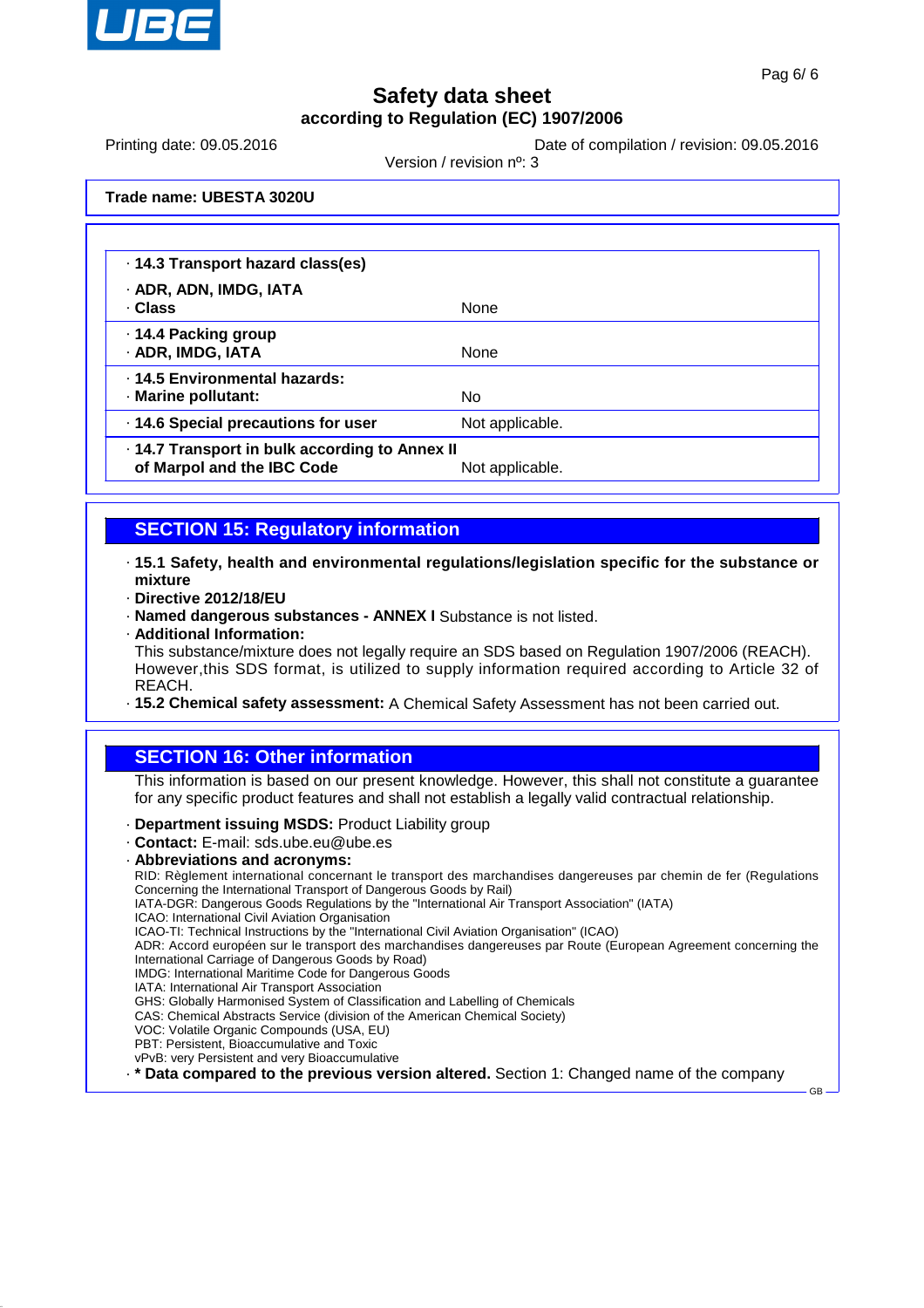**Safety data sheet**
**according to Regulation (EC) 1907/2006**

Printing date: 09.05.2016 — Date of compilation / revision: 09.05.2016
Version / revision nº: 3

**Trade name: UBESTA 3020U**

| | |
|---|---|
| · **14.3 Transport hazard class(es)** | |
| · **ADR, ADN, IMDG, IATA** | |
| · **Class** | None |
| · **14.4 Packing group** | |
| · **ADR, IMDG, IATA** | None |
| · **14.5 Environmental hazards:** | |
| · **Marine pollutant:** | No |
| · **14.6 Special precautions for user** | Not applicable. |
| · **14.7 Transport in bulk according to Annex II of Marpol and the IBC Code** | Not applicable. |

## SECTION 15: Regulatory information

- **15.1 Safety, health and environmental regulations/legislation specific for the substance or mixture**
- **Directive 2012/18/EU**
- **Named dangerous substances - ANNEX I** Substance is not listed.
- **Additional Information:**
  This substance/mixture does not legally require an SDS based on Regulation 1907/2006 (REACH). However,this SDS format, is utilized to supply information required according to Article 32 of REACH.
- **15.2 Chemical safety assessment:** A Chemical Safety Assessment has not been carried out.

## SECTION 16: Other information

This information is based on our present knowledge. However, this shall not constitute a guarantee for any specific product features and shall not establish a legally valid contractual relationship.

- **Department issuing MSDS:** Product Liability group
- **Contact:** E-mail: sds.ube.eu@ube.es
- **Abbreviations and acronyms:**
  RID: Règlement international concernant le transport des marchandises dangereuses par chemin de fer (Regulations Concerning the International Transport of Dangerous Goods by Rail)
  IATA-DGR: Dangerous Goods Regulations by the "International Air Transport Association" (IATA)
  ICAO: International Civil Aviation Organisation
  ICAO-TI: Technical Instructions by the "International Civil Aviation Organisation" (ICAO)
  ADR: Accord européen sur le transport des marchandises dangereuses par Route (European Agreement concerning the International Carriage of Dangerous Goods by Road)
  IMDG: International Maritime Code for Dangerous Goods
  IATA: International Air Transport Association
  GHS: Globally Harmonised System of Classification and Labelling of Chemicals
  CAS: Chemical Abstracts Service (division of the American Chemical Society)
  VOC: Volatile Organic Compounds (USA, EU)
  PBT: Persistent, Bioaccumulative and Toxic
  vPvB: very Persistent and very Bioaccumulative
- *** Data compared to the previous version altered.** Section 1: Changed name of the company

GB